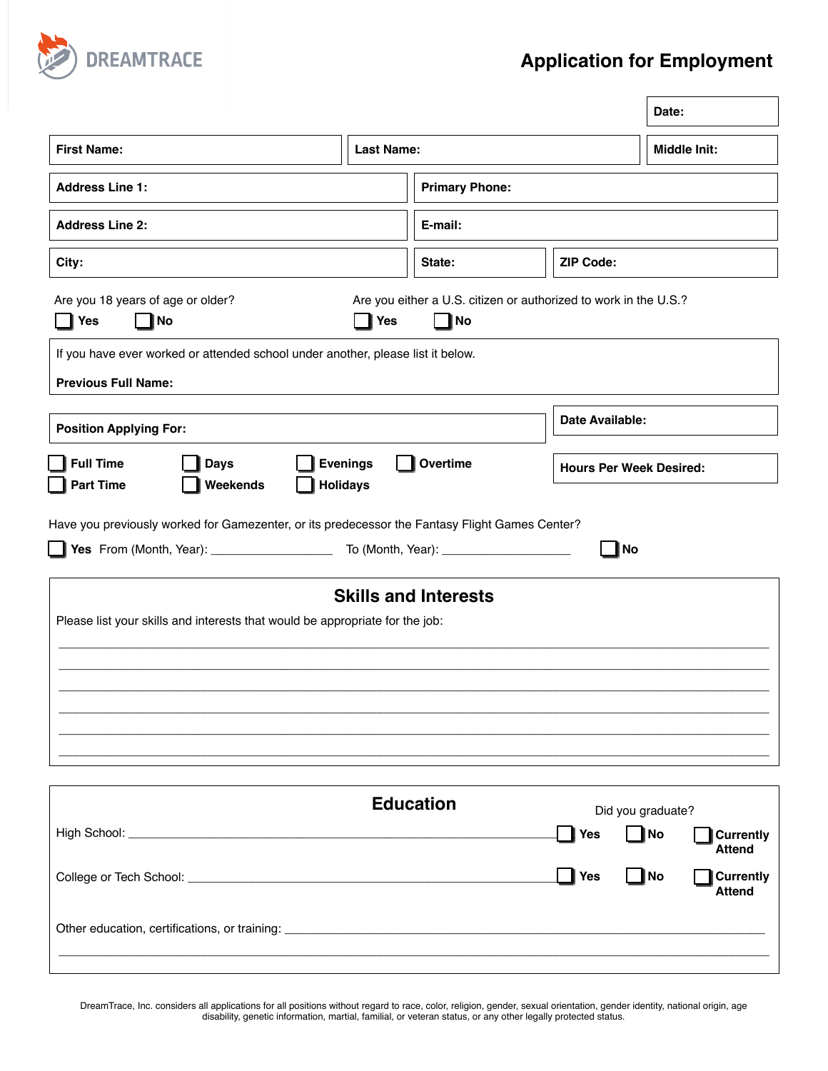DREAMTRACE

# Application for Employment

| Date: |
|---|

| First Name: | Last Name: | Middle Init: |
|---|---|---|

| Address Line 1: | Primary Phone: |
|---|---|
| Address Line 2: | E-mail: |

| City: | State: | ZIP Code: |
|---|---|---|

Are you 18 years of age or older?

☐ Yes ☐ No

Are you either a U.S. citizen or authorized to work in the U.S.?

☐ Yes ☐ No

If you have ever worked or attended school under another, please list it below.

**Previous Full Name:**

| Position Applying For: | Date Available: |
|---|---|

☐ **Full Time** ☐ **Days** ☐ **Evenings** ☐ **Overtime**

☐ **Part Time** ☐ **Weekends** ☐ **Holidays**

**Hours Per Week Desired:**

Have you previously worked for Gamezenter, or its predecessor the Fantasy Flight Games Center?

☐ **Yes** From (Month, Year): __________________ To (Month, Year): ___________________ ☐ **No**

## Skills and Interests

Please list your skills and interests that would be appropriate for the job:

______________________________________________________________________________

______________________________________________________________________________

______________________________________________________________________________

______________________________________________________________________________

______________________________________________________________________________

______________________________________________________________________________

## Education

Did you graduate?

High School: ______________________________________________ ☐ **Yes** ☐ **No** ☐ **Currently Attend**

College or Tech School: ____________________________________ ☐ **Yes** ☐ **No** ☐ **Currently Attend**

Other education, certifications, or training: ____________________________________________

______________________________________________________________________________

DreamTrace, Inc. considers all applications for all positions without regard to race, color, religion, gender, sexual orientation, gender identity, national origin, age disability, genetic information, martial, familial, or veteran status, or any other legally protected status.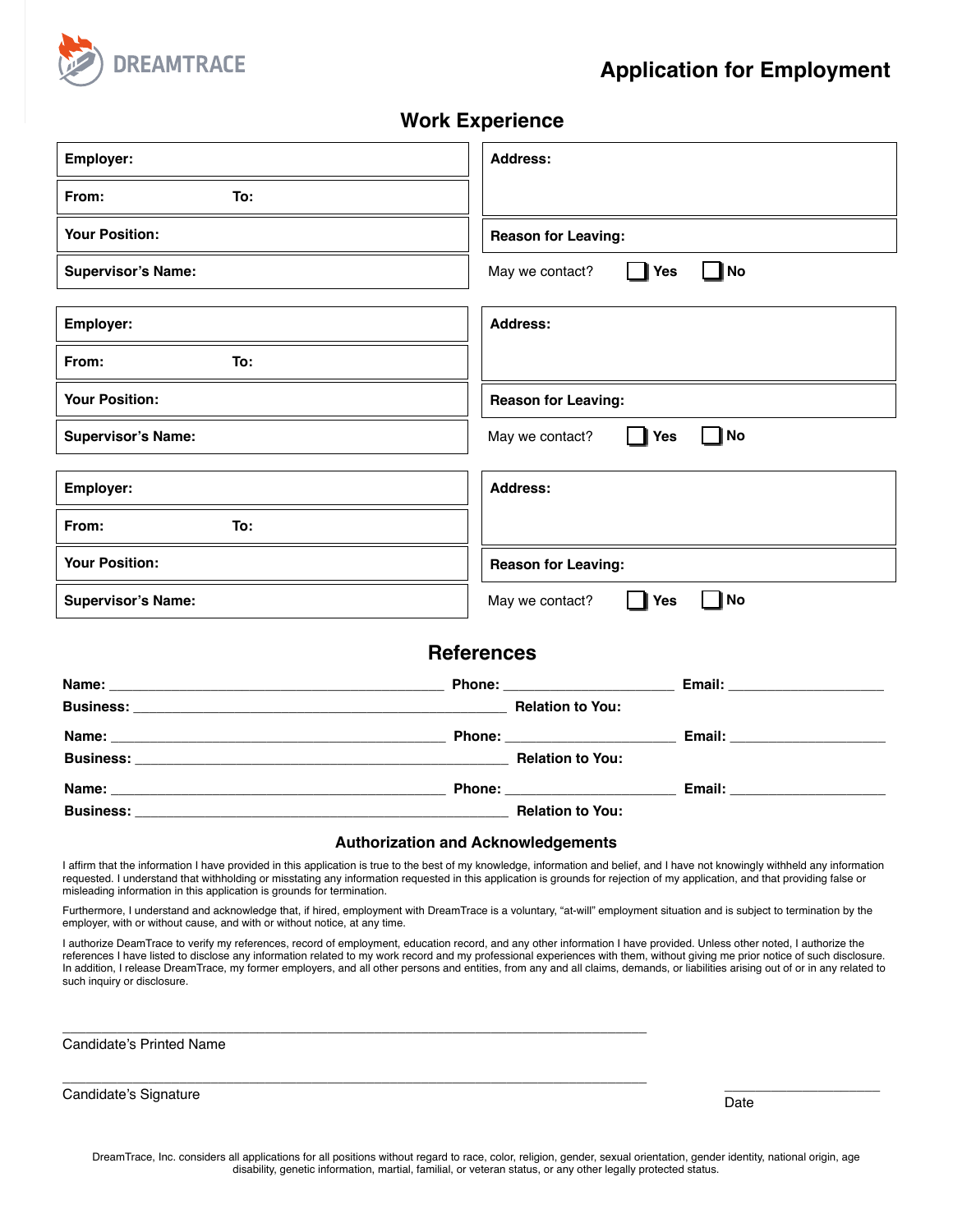DREAMTRACE

# Application for Employment

## Work Experience

| | |
|---|---|
| **Employer:** | **Address:** |
| **From:** **To:** | |
| **Your Position:** | **Reason for Leaving:** |
| **Supervisor's Name:** | May we contact? ☐ **Yes** ☐ **No** |

| | |
|---|---|
| **Employer:** | **Address:** |
| **From:** **To:** | |
| **Your Position:** | **Reason for Leaving:** |
| **Supervisor's Name:** | May we contact? ☐ **Yes** ☐ **No** |

| | |
|---|---|
| **Employer:** | **Address:** |
| **From:** **To:** | |
| **Your Position:** | **Reason for Leaving:** |
| **Supervisor's Name:** | May we contact? ☐ **Yes** ☐ **No** |

## References

**Name:** ______________________________ **Phone:** ________________ **Email:** ________________
**Business:** ______________________________ **Relation to You:**

**Name:** ______________________________ **Phone:** ________________ **Email:** ________________
**Business:** ______________________________ **Relation to You:**

**Name:** ______________________________ **Phone:** ________________ **Email:** ________________
**Business:** ______________________________ **Relation to You:**

### Authorization and Acknowledgements

I affirm that the information I have provided in this application is true to the best of my knowledge, information and belief, and I have not knowingly withheld any information requested. I understand that withholding or misstating any information requested in this application is grounds for rejection of my application, and that providing false or misleading information in this application is grounds for termination.

Furthermore, I understand and acknowledge that, if hired, employment with DreamTrace is a voluntary, "at-will" employment situation and is subject to termination by the employer, with or without cause, and with or without notice, at any time.

I authorize DeamTrace to verify my references, record of employment, education record, and any other information I have provided. Unless other noted, I authorize the references I have listed to disclose any information related to my work record and my professional experiences with them, without giving me prior notice of such disclosure. In addition, I release DreamTrace, my former employers, and all other persons and entities, from any and all claims, demands, or liabilities arising out of or in any related to such inquiry or disclosure.

______________________________________________
Candidate's Printed Name

______________________________________________
Candidate's Signature

____________________
Date

DreamTrace, Inc. considers all applications for all positions without regard to race, color, religion, gender, sexual orientation, gender identity, national origin, age disability, genetic information, martial, familial, or veteran status, or any other legally protected status.